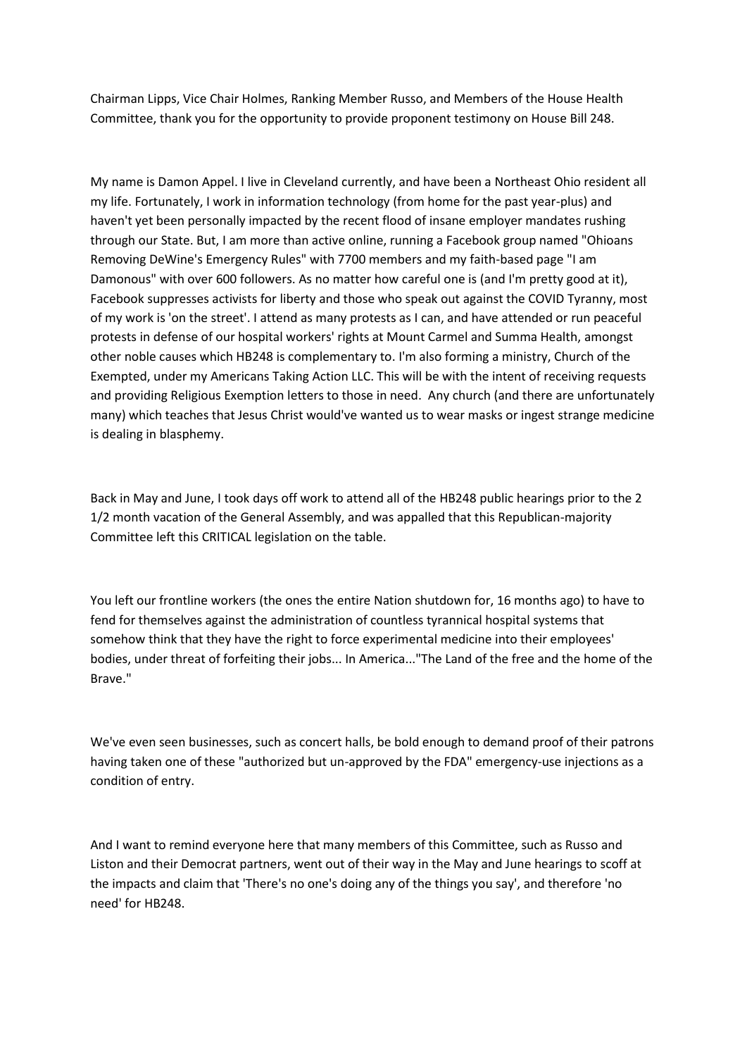Chairman Lipps, Vice Chair Holmes, Ranking Member Russo, and Members of the House Health Committee, thank you for the opportunity to provide proponent testimony on House Bill 248.

My name is Damon Appel. I live in Cleveland currently, and have been a Northeast Ohio resident all my life. Fortunately, I work in information technology (from home for the past year-plus) and haven't yet been personally impacted by the recent flood of insane employer mandates rushing through our State. But, I am more than active online, running a Facebook group named "Ohioans Removing DeWine's Emergency Rules" with 7700 members and my faith-based page "I am Damonous" with over 600 followers. As no matter how careful one is (and I'm pretty good at it), Facebook suppresses activists for liberty and those who speak out against the COVID Tyranny, most of my work is 'on the street'. I attend as many protests as I can, and have attended or run peaceful protests in defense of our hospital workers' rights at Mount Carmel and Summa Health, amongst other noble causes which HB248 is complementary to. I'm also forming a ministry, Church of the Exempted, under my Americans Taking Action LLC. This will be with the intent of receiving requests and providing Religious Exemption letters to those in need. Any church (and there are unfortunately many) which teaches that Jesus Christ would've wanted us to wear masks or ingest strange medicine is dealing in blasphemy.

Back in May and June, I took days off work to attend all of the HB248 public hearings prior to the 2 1/2 month vacation of the General Assembly, and was appalled that this Republican-majority Committee left this CRITICAL legislation on the table.

You left our frontline workers (the ones the entire Nation shutdown for, 16 months ago) to have to fend for themselves against the administration of countless tyrannical hospital systems that somehow think that they have the right to force experimental medicine into their employees' bodies, under threat of forfeiting their jobs... In America..."The Land of the free and the home of the Brave."

We've even seen businesses, such as concert halls, be bold enough to demand proof of their patrons having taken one of these "authorized but un-approved by the FDA" emergency-use injections as a condition of entry.

And I want to remind everyone here that many members of this Committee, such as Russo and Liston and their Democrat partners, went out of their way in the May and June hearings to scoff at the impacts and claim that 'There's no one's doing any of the things you say', and therefore 'no need' for HB248.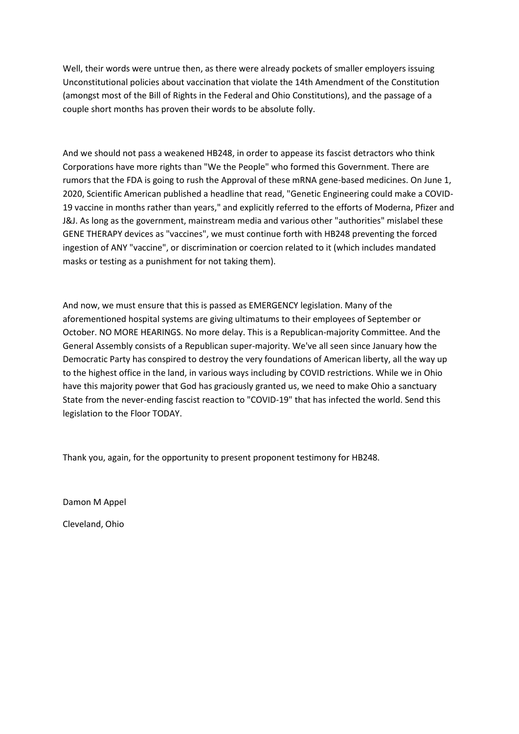Well, their words were untrue then, as there were already pockets of smaller employers issuing Unconstitutional policies about vaccination that violate the 14th Amendment of the Constitution (amongst most of the Bill of Rights in the Federal and Ohio Constitutions), and the passage of a couple short months has proven their words to be absolute folly.

And we should not pass a weakened HB248, in order to appease its fascist detractors who think Corporations have more rights than "We the People" who formed this Government. There are rumors that the FDA is going to rush the Approval of these mRNA gene-based medicines. On June 1, 2020, Scientific American published a headline that read, "Genetic Engineering could make a COVID-19 vaccine in months rather than years," and explicitly referred to the efforts of Moderna, Pfizer and J&J. As long as the government, mainstream media and various other "authorities" mislabel these GENE THERAPY devices as "vaccines", we must continue forth with HB248 preventing the forced ingestion of ANY "vaccine", or discrimination or coercion related to it (which includes mandated masks or testing as a punishment for not taking them).

And now, we must ensure that this is passed as EMERGENCY legislation. Many of the aforementioned hospital systems are giving ultimatums to their employees of September or October. NO MORE HEARINGS. No more delay. This is a Republican-majority Committee. And the General Assembly consists of a Republican super-majority. We've all seen since January how the Democratic Party has conspired to destroy the very foundations of American liberty, all the way up to the highest office in the land, in various ways including by COVID restrictions. While we in Ohio have this majority power that God has graciously granted us, we need to make Ohio a sanctuary State from the never-ending fascist reaction to "COVID-19" that has infected the world. Send this legislation to the Floor TODAY.

Thank you, again, for the opportunity to present proponent testimony for HB248.

Damon M Appel

Cleveland, Ohio